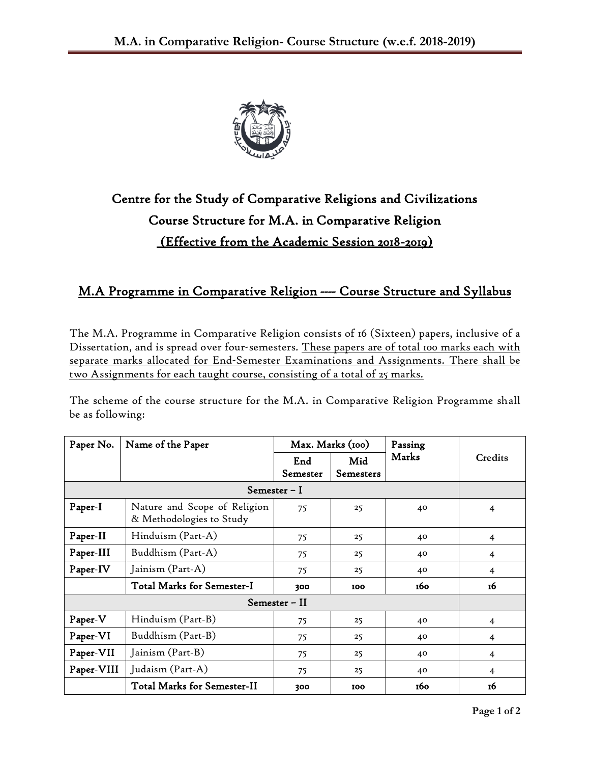# Centre for the Study of Comparative Religions and Civilizations

## Course Structure for M.A. in Comparative Religion

### (Effective from the Academic Session 2018-2019)

## M.A Programme in Comparative Religion ---- Course Structure and Syllabus

The M.A. Programme in Comparative Religion consists of 16 (Sixteen) papers, inclusive of a Dissertation, and is spread over four-semesters. These papers are of total 100 marks each with separate marks allocated for End-Semester Examinations and Assignments. There shall be two Assignments for each taught course, consisting of a total of 25 marks.

The scheme of the course structure for the M.A. in Comparative Religion Programme shall be as following:

| Paper No. | Name of the Paper | Max. Marks (100) | | Passing Marks | Credits |
|---|---|---|---|---|---|
| | | End Semester | Mid Semesters | | |
| **Semester – I** | | | | | |
| **Paper-I** | Nature and Scope of Religion & Methodologies to Study | 75 | 25 | 40 | 4 |
| **Paper-II** | Hinduism (Part-A) | 75 | 25 | 40 | 4 |
| **Paper-III** | Buddhism (Part-A) | 75 | 25 | 40 | 4 |
| **Paper-IV** | Jainism (Part-A) | 75 | 25 | 40 | 4 |
| | **Total Marks for Semester-I** | **300** | **100** | **160** | **16** |
| **Semester – II** | | | | | |
| **Paper-V** | Hinduism (Part-B) | 75 | 25 | 40 | 4 |
| **Paper-VI** | Buddhism (Part-B) | 75 | 25 | 40 | 4 |
| **Paper-VII** | Jainism (Part-B) | 75 | 25 | 40 | 4 |
| **Paper-VIII** | Judaism (Part-A) | 75 | 25 | 40 | 4 |
| | **Total Marks for Semester-II** | **300** | **100** | **160** | **16** |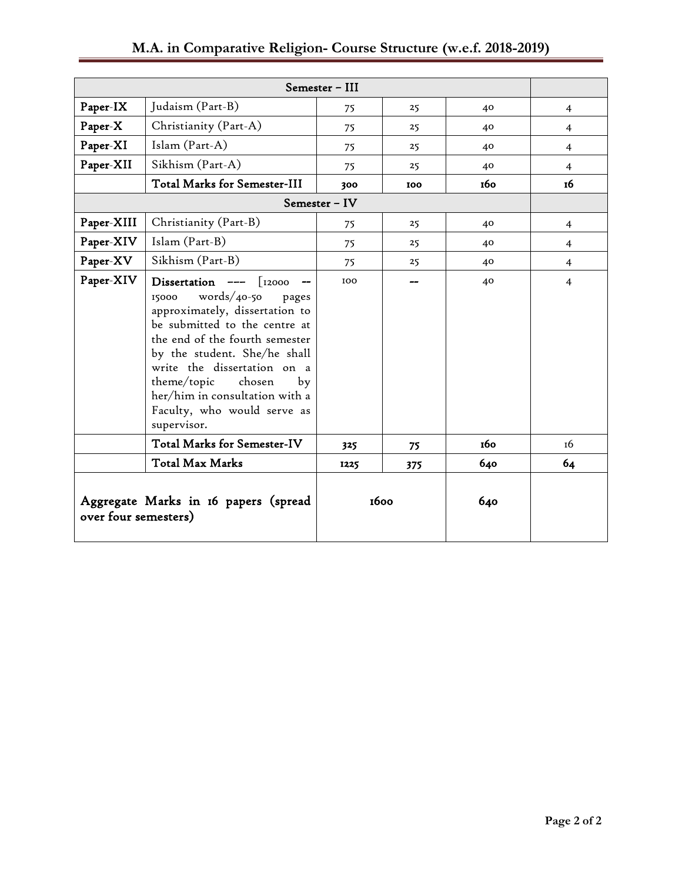# M.A. in Comparative Religion- Course Structure (w.e.f. 2018-2019)

| | | | | | |
|---|---|---|---|---|---|
| **Semester – III** | | | | | |
| **Paper-IX** | Judaism (Part-B) | 75 | 25 | 40 | 4 |
| **Paper-X** | Christianity (Part-A) | 75 | 25 | 40 | 4 |
| **Paper-XI** | Islam (Part-A) | 75 | 25 | 40 | 4 |
| **Paper-XII** | Sikhism (Part-A) | 75 | 25 | 40 | 4 |
| | **Total Marks for Semester-III** | **300** | **100** | **160** | **16** |
| **Semester – IV** | | | | | |
| **Paper-XIII** | Christianity (Part-B) | 75 | 25 | 40 | 4 |
| **Paper-XIV** | Islam (Part-B) | 75 | 25 | 40 | 4 |
| **Paper-XV** | Sikhism (Part-B) | 75 | 25 | 40 | 4 |
| **Paper-XIV** | **Dissertation** --- [12000 -- 15000 words/40-50 pages approximately, dissertation to be submitted to the centre at the end of the fourth semester by the student. She/he shall write the dissertation on a theme/topic chosen by her/him in consultation with a Faculty, who would serve as supervisor. | 100 | -- | 40 | 4 |
| | **Total Marks for Semester-IV** | **325** | **75** | **160** | 16 |
| | **Total Max Marks** | **1225** | **375** | **640** | **64** |
| **Aggregate Marks in 16 papers (spread over four semesters)** | | **1600** | | **640** | |